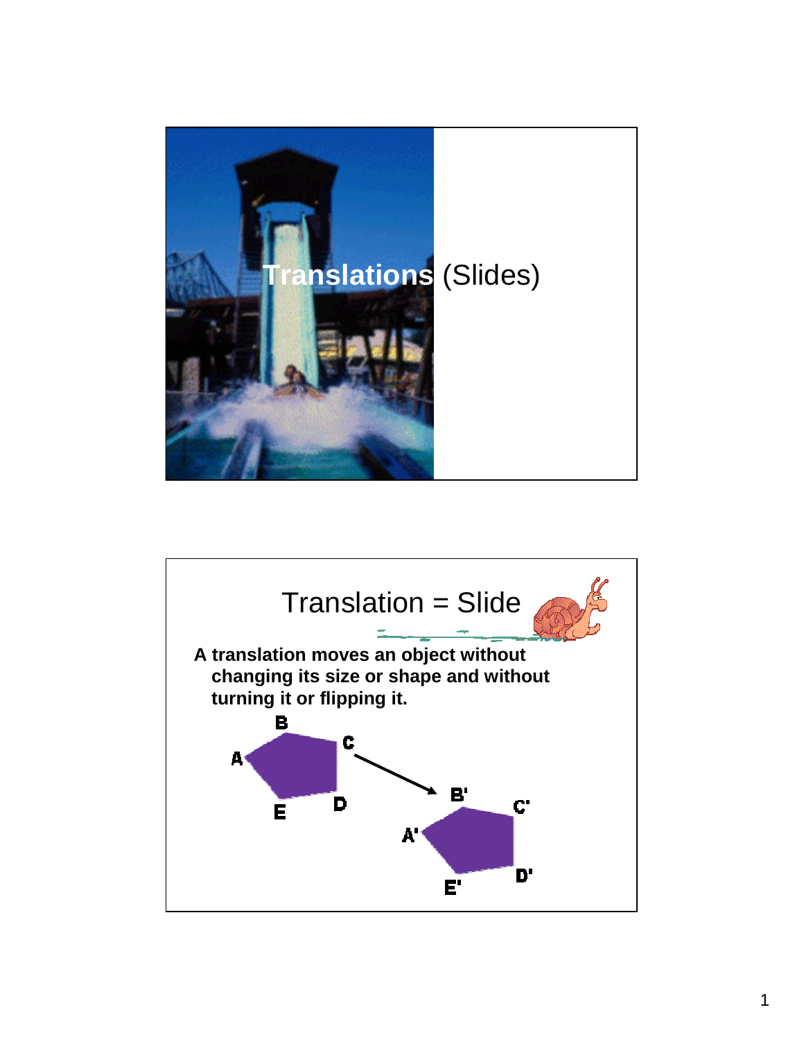# Translations (Slides)

## Translation = Slide

**A translation moves an object without changing its size or shape and without turning it or flipping it.**

B
A C
E D

B'
A' C'
E' D'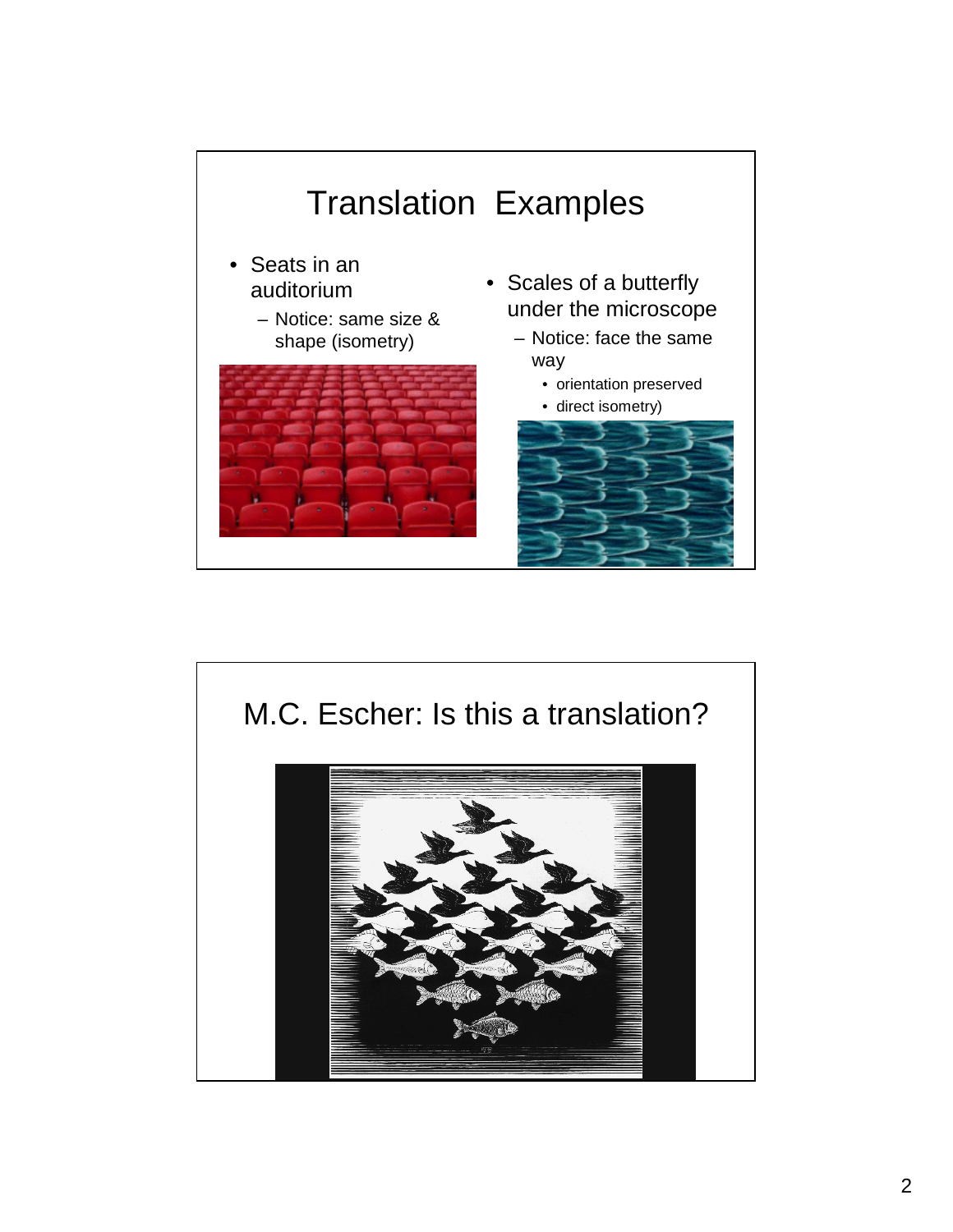# Translation Examples

- Seats in an auditorium
  - Notice: same size & shape (isometry)
- Scales of a butterfly under the microscope
  - Notice: face the same way
    - orientation preserved
    - direct isometry)

# M.C. Escher: Is this a translation?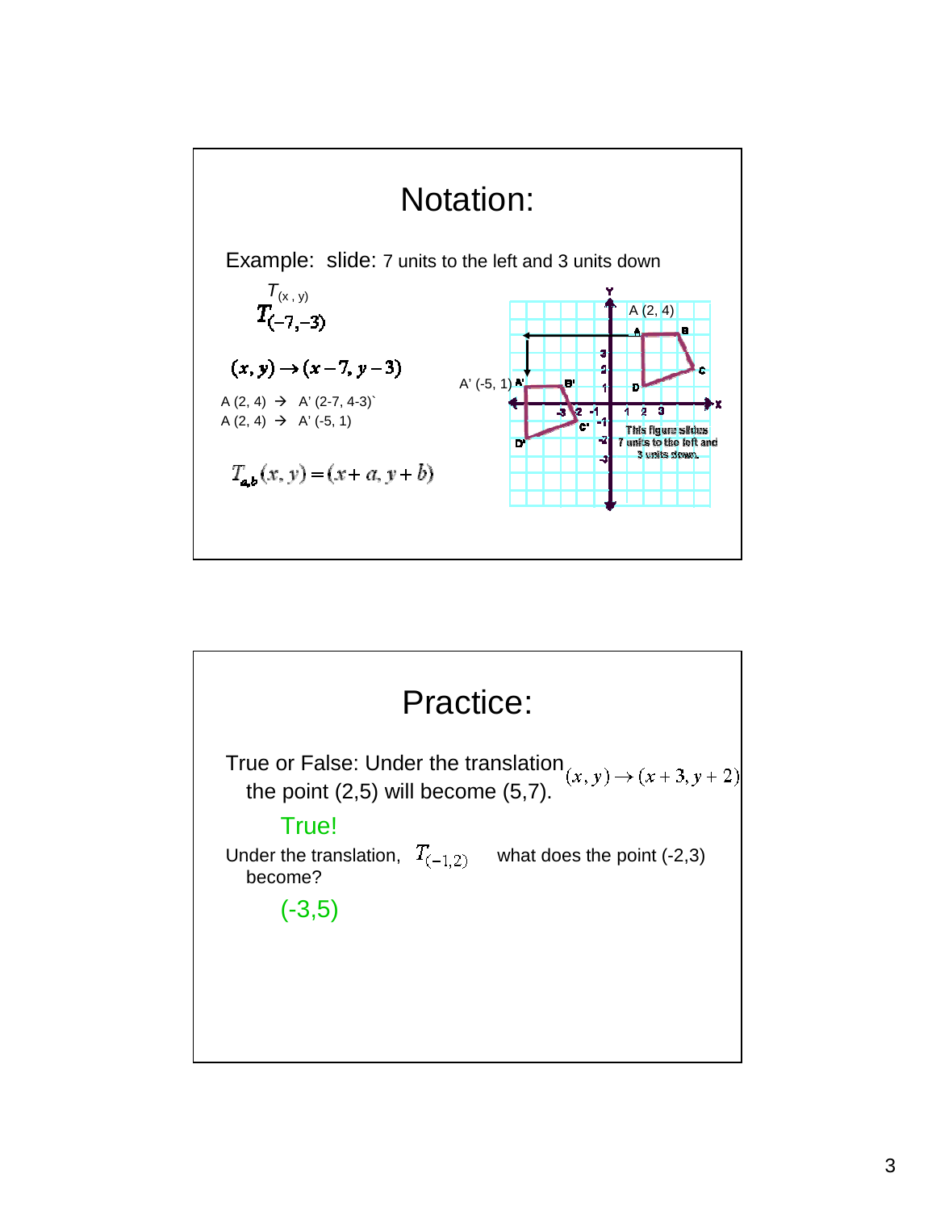# Notation:

Example: slide: 7 units to the left and 3 units down

$T_{(x, y)}$

$T_{(-7,-3)}$

$$(x, y) \rightarrow (x-7, y-3)$$

A (2, 4) → A' (2-7, 4-3)`

A (2, 4) → A' (-5, 1)

$$T_{a,b}(x, y) = (x + a, y + b)$$

A (2, 4)

A' (-5, 1)

This figure slides 7 units to the left and 3 units down.

# Practice:

True or False: Under the translation $(x, y) \rightarrow (x+3, y+2)$ the point (2,5) will become (5,7).

True!

Under the translation, $T_{(-1,2)}$ what does the point (-2,3) become?

(-3,5)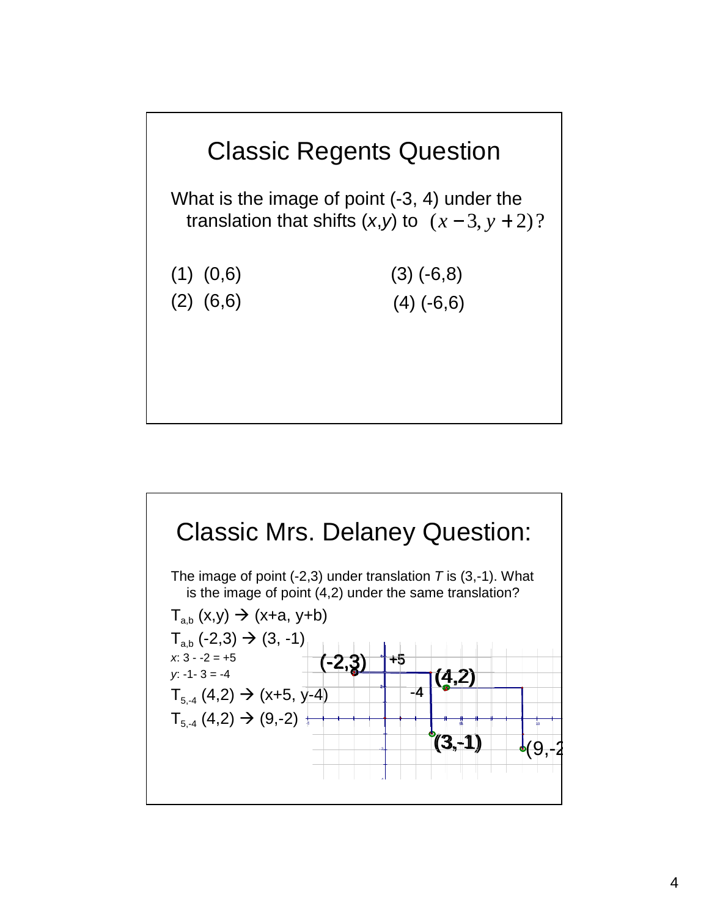## Classic Regents Question

What is the image of point (-3, 4) under the translation that shifts (*x*,*y*) to $(x-3, y+2)$?

(1) (0,6)

(2) (6,6)

(3) (-6,8)

(4) (-6,6)

## Classic Mrs. Delaney Question:

The image of point (-2,3) under translation *T* is (3,-1). What is the image of point (4,2) under the same translation?

$T_{a,b}$ (x,y) → (x+a, y+b)

$T_{a,b}$ (-2,3) → (3, -1)

*x*: 3 - -2 = +5

*y*: -1- 3 = -4

$T_{5,-4}$ (4,2) → (x+5, y-4)

$T_{5,-4}$ (4,2) → (9,-2)

(-2,3) +5 (4,2) -4 (3,-1) (9,-2)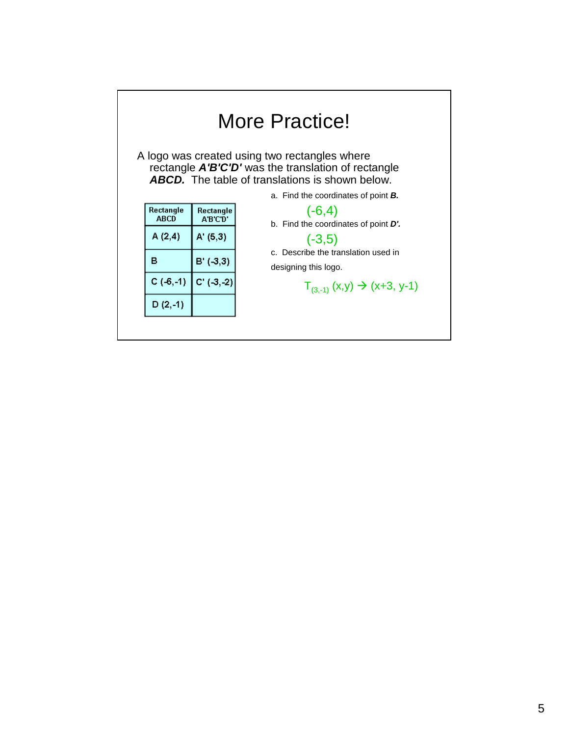# More Practice!

A logo was created using two rectangles where rectangle ***A'B'C'D'*** was the translation of rectangle ***ABCD.*** The table of translations is shown below.

| Rectangle ABCD | Rectangle A'B'C'D' |
|---|---|
| A (2,4) | A' (5,3) |
| B | B' (-3,3) |
| C (-6,-1) | C' (-3,-2) |
| D (2,-1) | |

a. Find the coordinates of point ***B.***

(-6,4)

b. Find the coordinates of point ***D'.***

(-3,5)

c. Describe the translation used in designing this logo.

$T_{(3,-1)}\ (x,y) \rightarrow (x+3,\ y-1)$